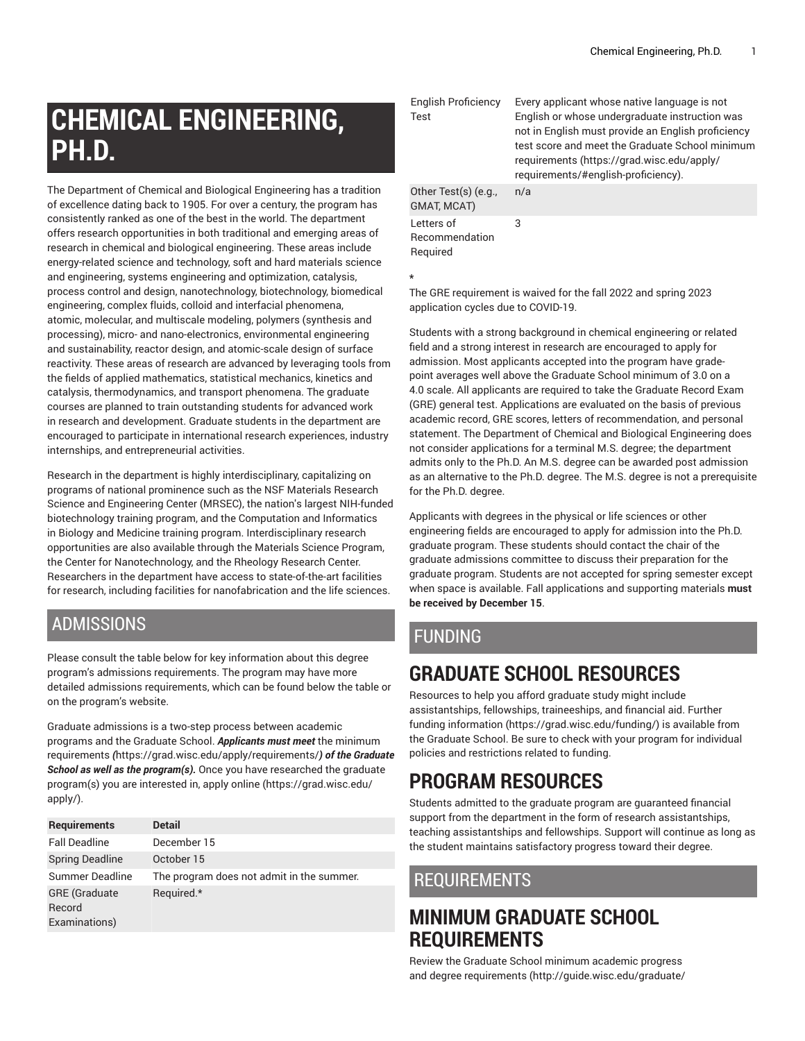# CHEMICAL ENGINEERING, PH.D.

The Department of Chemical and Biological Engineering has a tradition of excellence dating back to 1905. For over a century, the program has consistently ranked as one of the best in the world. The department offers research opportunities in both traditional and emerging areas of research in chemical and biological engineering. These areas include energy-related science and technology, soft and hard materials science and engineering, systems engineering and optimization, catalysis, process control and design, nanotechnology, biotechnology, biomedical engineering, complex fluids, colloid and interfacial phenomena, atomic, molecular, and multiscale modeling, polymers (synthesis and processing), micro- and nano-electronics, environmental engineering and sustainability, reactor design, and atomic-scale design of surface reactivity. These areas of research are advanced by leveraging tools from the fields of applied mathematics, statistical mechanics, kinetics and catalysis, thermodynamics, and transport phenomena. The graduate courses are planned to train outstanding students for advanced work in research and development. Graduate students in the department are encouraged to participate in international research experiences, industry internships, and entrepreneurial activities.

Research in the department is highly interdisciplinary, capitalizing on programs of national prominence such as the NSF Materials Research Science and Engineering Center (MRSEC), the nation's largest NIH-funded biotechnology training program, and the Computation and Informatics in Biology and Medicine training program. Interdisciplinary research opportunities are also available through the Materials Science Program, the Center for Nanotechnology, and the Rheology Research Center. Researchers in the department have access to state-of-the-art facilities for research, including facilities for nanofabrication and the life sciences.

## ADMISSIONS

Please consult the table below for key information about this degree program's admissions requirements. The program may have more detailed admissions requirements, which can be found below the table or on the program's website.

Graduate admissions is a two-step process between academic programs and the Graduate School. ***Applicants must meet*** the minimum requirements ***(***https://grad.wisc.edu/apply/requirements/***) of the Graduate School as well as the program(s).*** Once you have researched the graduate program(s) you are interested in, apply online (https://grad.wisc.edu/apply/).

| Requirements | Detail |
|---|---|
| Fall Deadline | December 15 |
| Spring Deadline | October 15 |
| Summer Deadline | The program does not admit in the summer. |
| GRE (Graduate Record Examinations) | Required.* |
| English Proficiency Test | Every applicant whose native language is not English or whose undergraduate instruction was not in English must provide an English proficiency test score and meet the Graduate School minimum requirements (https://grad.wisc.edu/apply/requirements/#english-proficiency). |
| Other Test(s) (e.g., GMAT, MCAT) | n/a |
| Letters of Recommendation Required | 3 |

*

The GRE requirement is waived for the fall 2022 and spring 2023 application cycles due to COVID-19.

Students with a strong background in chemical engineering or related field and a strong interest in research are encouraged to apply for admission. Most applicants accepted into the program have grade-point averages well above the Graduate School minimum of 3.0 on a 4.0 scale. All applicants are required to take the Graduate Record Exam (GRE) general test. Applications are evaluated on the basis of previous academic record, GRE scores, letters of recommendation, and personal statement. The Department of Chemical and Biological Engineering does not consider applications for a terminal M.S. degree; the department admits only to the Ph.D. An M.S. degree can be awarded post admission as an alternative to the Ph.D. degree. The M.S. degree is not a prerequisite for the Ph.D. degree.

Applicants with degrees in the physical or life sciences or other engineering fields are encouraged to apply for admission into the Ph.D. graduate program. These students should contact the chair of the graduate admissions committee to discuss their preparation for the graduate program. Students are not accepted for spring semester except when space is available. Fall applications and supporting materials **must be received by December 15**.

## FUNDING

### GRADUATE SCHOOL RESOURCES

Resources to help you afford graduate study might include assistantships, fellowships, traineeships, and financial aid. Further funding information (https://grad.wisc.edu/funding/) is available from the Graduate School. Be sure to check with your program for individual policies and restrictions related to funding.

### PROGRAM RESOURCES

Students admitted to the graduate program are guaranteed financial support from the department in the form of research assistantships, teaching assistantships and fellowships. Support will continue as long as the student maintains satisfactory progress toward their degree.

## REQUIREMENTS

### MINIMUM GRADUATE SCHOOL REQUIREMENTS

Review the Graduate School minimum academic progress and degree requirements (http://guide.wisc.edu/graduate/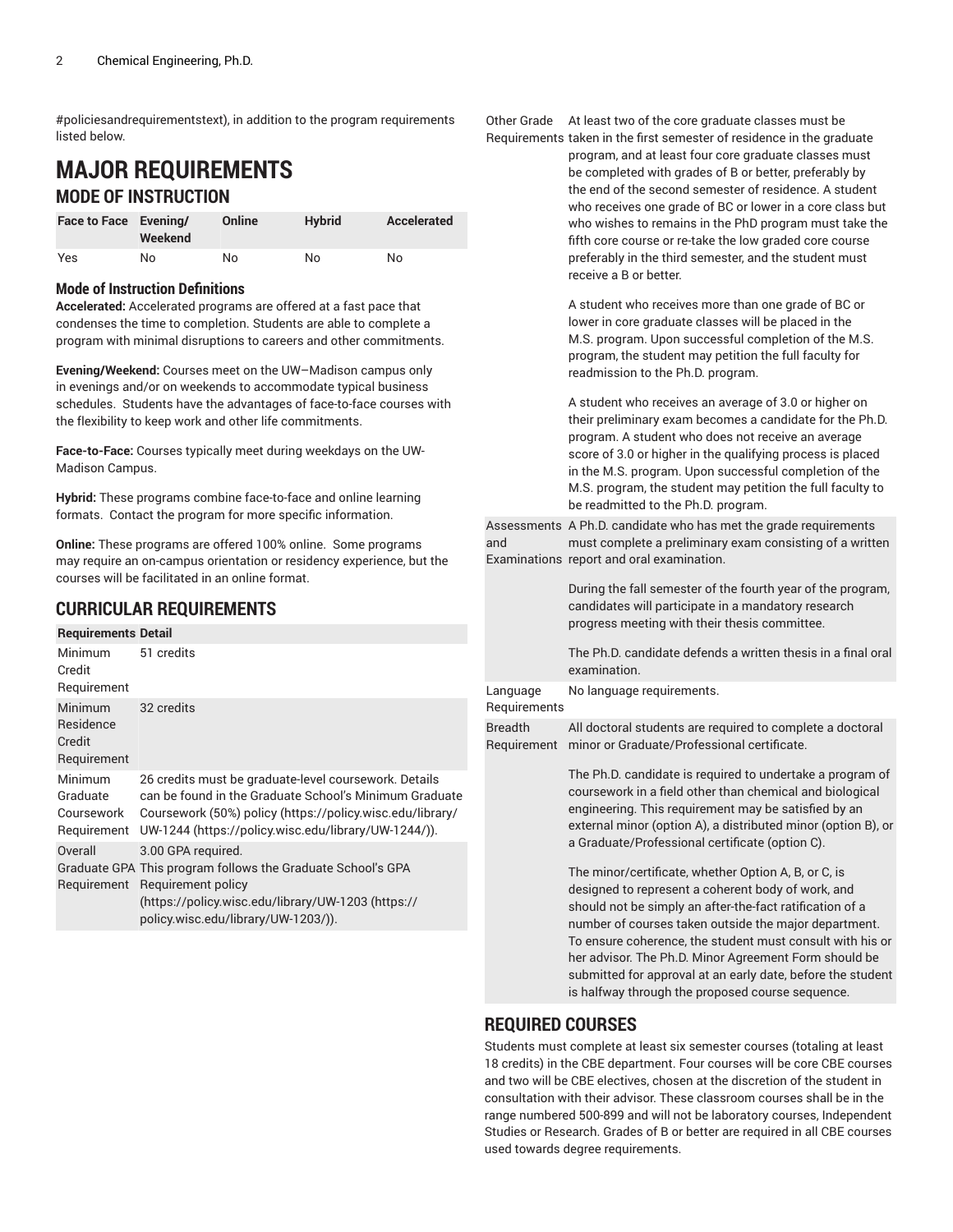#policiesandrequirementstext), in addition to the program requirements listed below.

# MAJOR REQUIREMENTS

## MODE OF INSTRUCTION

| Face to Face | Evening/Weekend | Online | Hybrid | Accelerated |
|---|---|---|---|---|
| Yes | No | No | No | No |

### Mode of Instruction Definitions

**Accelerated:** Accelerated programs are offered at a fast pace that condenses the time to completion. Students are able to complete a program with minimal disruptions to careers and other commitments.

**Evening/Weekend:** Courses meet on the UW–Madison campus only in evenings and/or on weekends to accommodate typical business schedules. Students have the advantages of face-to-face courses with the flexibility to keep work and other life commitments.

**Face-to-Face:** Courses typically meet during weekdays on the UW-Madison Campus.

**Hybrid:** These programs combine face-to-face and online learning formats. Contact the program for more specific information.

**Online:** These programs are offered 100% online. Some programs may require an on-campus orientation or residency experience, but the courses will be facilitated in an online format.

## CURRICULAR REQUIREMENTS

| Requirements | Detail |
|---|---|
| Minimum Credit Requirement | 51 credits |
| Minimum Residence Credit Requirement | 32 credits |
| Minimum Graduate Coursework Requirement | 26 credits must be graduate-level coursework. Details can be found in the Graduate School's Minimum Graduate Coursework (50%) policy (https://policy.wisc.edu/library/UW-1244 (https://policy.wisc.edu/library/UW-1244/)). |
| Overall Graduate GPA Requirement | 3.00 GPA required. This program follows the Graduate School's GPA Requirement policy (https://policy.wisc.edu/library/UW-1203 (https://policy.wisc.edu/library/UW-1203/)). |
| Other Grade Requirements | At least two of the core graduate classes must be taken in the first semester of residence in the graduate program, and at least four core graduate classes must be completed with grades of B or better, preferably by the end of the second semester of residence. A student who receives one grade of BC or lower in a core class but who wishes to remains in the PhD program must take the fifth core course or re-take the low graded core course preferably in the third semester, and the student must receive a B or better.<br><br>A student who receives more than one grade of BC or lower in core graduate classes will be placed in the M.S. program. Upon successful completion of the M.S. program, the student may petition the full faculty for readmission to the Ph.D. program.<br><br>A student who receives an average of 3.0 or higher on their preliminary exam becomes a candidate for the Ph.D. program. A student who does not receive an average score of 3.0 or higher in the qualifying process is placed in the M.S. program. Upon successful completion of the M.S. program, the student may petition the full faculty to be readmitted to the Ph.D. program. |
| Assessments and Examinations | A Ph.D. candidate who has met the grade requirements must complete a preliminary exam consisting of a written report and oral examination.<br><br>During the fall semester of the fourth year of the program, candidates will participate in a mandatory research progress meeting with their thesis committee.<br><br>The Ph.D. candidate defends a written thesis in a final oral examination. |
| Language Requirements | No language requirements. |
| Breadth Requirement | All doctoral students are required to complete a doctoral minor or Graduate/Professional certificate.<br><br>The Ph.D. candidate is required to undertake a program of coursework in a field other than chemical and biological engineering. This requirement may be satisfied by an external minor (option A), a distributed minor (option B), or a Graduate/Professional certificate (option C).<br><br>The minor/certificate, whether Option A, B, or C, is designed to represent a coherent body of work, and should not be simply an after-the-fact ratification of a number of courses taken outside the major department. To ensure coherence, the student must consult with his or her advisor. The Ph.D. Minor Agreement Form should be submitted for approval at an early date, before the student is halfway through the proposed course sequence. |

## REQUIRED COURSES

Students must complete at least six semester courses (totaling at least 18 credits) in the CBE department. Four courses will be core CBE courses and two will be CBE electives, chosen at the discretion of the student in consultation with their advisor. These classroom courses shall be in the range numbered 500-899 and will not be laboratory courses, Independent Studies or Research. Grades of B or better are required in all CBE courses used towards degree requirements.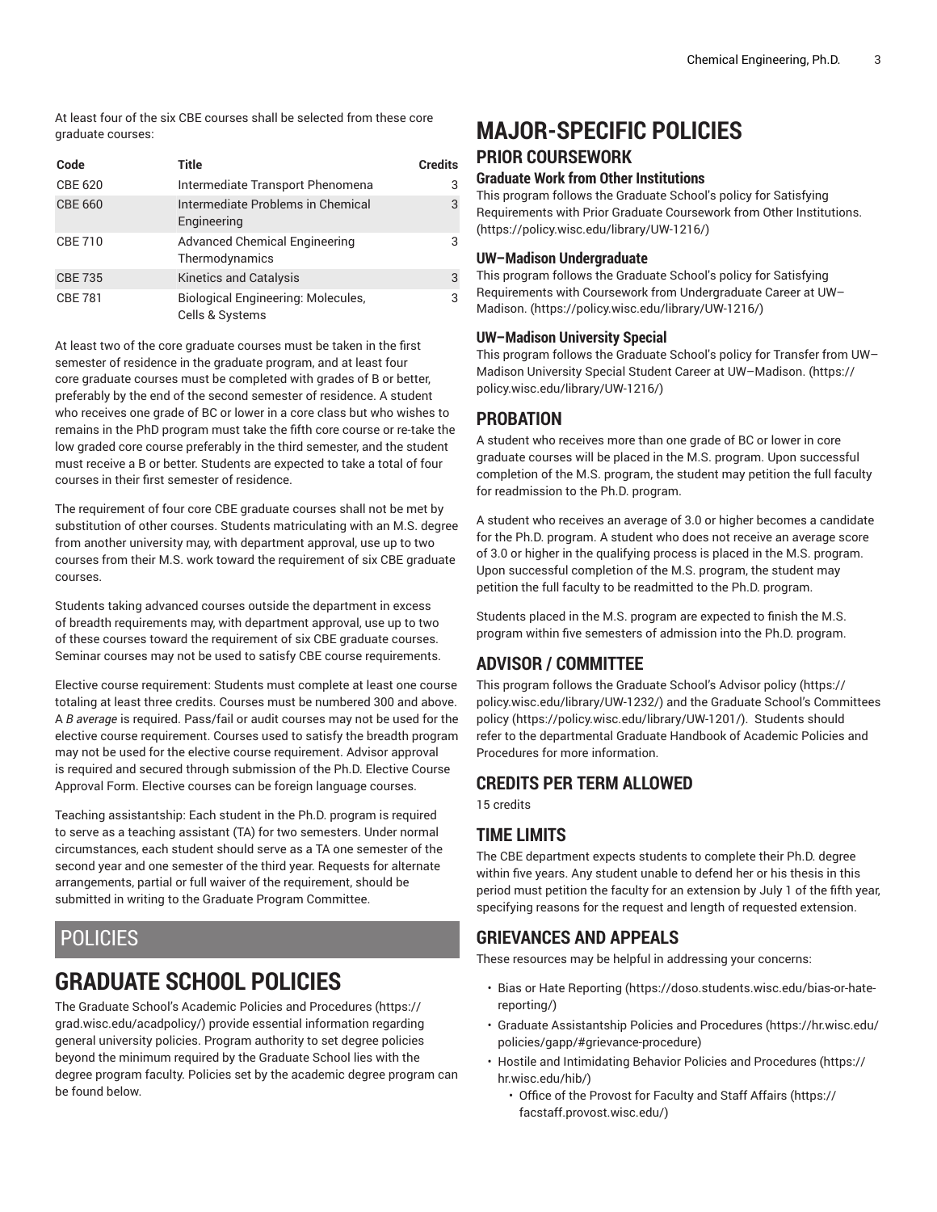At least four of the six CBE courses shall be selected from these core graduate courses:

| Code | Title | Credits |
|---|---|---|
| CBE 620 | Intermediate Transport Phenomena | 3 |
| CBE 660 | Intermediate Problems in Chemical Engineering | 3 |
| CBE 710 | Advanced Chemical Engineering Thermodynamics | 3 |
| CBE 735 | Kinetics and Catalysis | 3 |
| CBE 781 | Biological Engineering: Molecules, Cells & Systems | 3 |

At least two of the core graduate courses must be taken in the first semester of residence in the graduate program, and at least four core graduate courses must be completed with grades of B or better, preferably by the end of the second semester of residence. A student who receives one grade of BC or lower in a core class but who wishes to remains in the PhD program must take the fifth core course or re-take the low graded core course preferably in the third semester, and the student must receive a B or better. Students are expected to take a total of four courses in their first semester of residence.

The requirement of four core CBE graduate courses shall not be met by substitution of other courses. Students matriculating with an M.S. degree from another university may, with department approval, use up to two courses from their M.S. work toward the requirement of six CBE graduate courses.

Students taking advanced courses outside the department in excess of breadth requirements may, with department approval, use up to two of these courses toward the requirement of six CBE graduate courses. Seminar courses may not be used to satisfy CBE course requirements.

Elective course requirement: Students must complete at least one course totaling at least three credits. Courses must be numbered 300 and above. A *B average* is required. Pass/fail or audit courses may not be used for the elective course requirement. Courses used to satisfy the breadth program may not be used for the elective course requirement. Advisor approval is required and secured through submission of the Ph.D. Elective Course Approval Form. Elective courses can be foreign language courses.

Teaching assistantship: Each student in the Ph.D. program is required to serve as a teaching assistant (TA) for two semesters. Under normal circumstances, each student should serve as a TA one semester of the second year and one semester of the third year. Requests for alternate arrangements, partial or full waiver of the requirement, should be submitted in writing to the Graduate Program Committee.

# POLICIES

# GRADUATE SCHOOL POLICIES

The Graduate School's Academic Policies and Procedures (https://grad.wisc.edu/acadpolicy/) provide essential information regarding general university policies. Program authority to set degree policies beyond the minimum required by the Graduate School lies with the degree program faculty. Policies set by the academic degree program can be found below.

# MAJOR-SPECIFIC POLICIES

## PRIOR COURSEWORK

### Graduate Work from Other Institutions

This program follows the Graduate School's policy for Satisfying Requirements with Prior Graduate Coursework from Other Institutions. (https://policy.wisc.edu/library/UW-1216/)

### UW–Madison Undergraduate

This program follows the Graduate School's policy for Satisfying Requirements with Coursework from Undergraduate Career at UW–Madison. (https://policy.wisc.edu/library/UW-1216/)

### UW–Madison University Special

This program follows the Graduate School's policy for Transfer from UW–Madison University Special Student Career at UW–Madison. (https://policy.wisc.edu/library/UW-1216/)

## PROBATION

A student who receives more than one grade of BC or lower in core graduate courses will be placed in the M.S. program. Upon successful completion of the M.S. program, the student may petition the full faculty for readmission to the Ph.D. program.

A student who receives an average of 3.0 or higher becomes a candidate for the Ph.D. program. A student who does not receive an average score of 3.0 or higher in the qualifying process is placed in the M.S. program. Upon successful completion of the M.S. program, the student may petition the full faculty to be readmitted to the Ph.D. program.

Students placed in the M.S. program are expected to finish the M.S. program within five semesters of admission into the Ph.D. program.

## ADVISOR / COMMITTEE

This program follows the Graduate School's Advisor policy (https://policy.wisc.edu/library/UW-1232/) and the Graduate School's Committees policy (https://policy.wisc.edu/library/UW-1201/). Students should refer to the departmental Graduate Handbook of Academic Policies and Procedures for more information.

## CREDITS PER TERM ALLOWED

15 credits

## TIME LIMITS

The CBE department expects students to complete their Ph.D. degree within five years. Any student unable to defend her or his thesis in this period must petition the faculty for an extension by July 1 of the fifth year, specifying reasons for the request and length of requested extension.

## GRIEVANCES AND APPEALS

These resources may be helpful in addressing your concerns:

- Bias or Hate Reporting (https://doso.students.wisc.edu/bias-or-hate-reporting/)
- Graduate Assistantship Policies and Procedures (https://hr.wisc.edu/policies/gapp/#grievance-procedure)
- Hostile and Intimidating Behavior Policies and Procedures (https://hr.wisc.edu/hib/)
    - Office of the Provost for Faculty and Staff Affairs (https://facstaff.provost.wisc.edu/)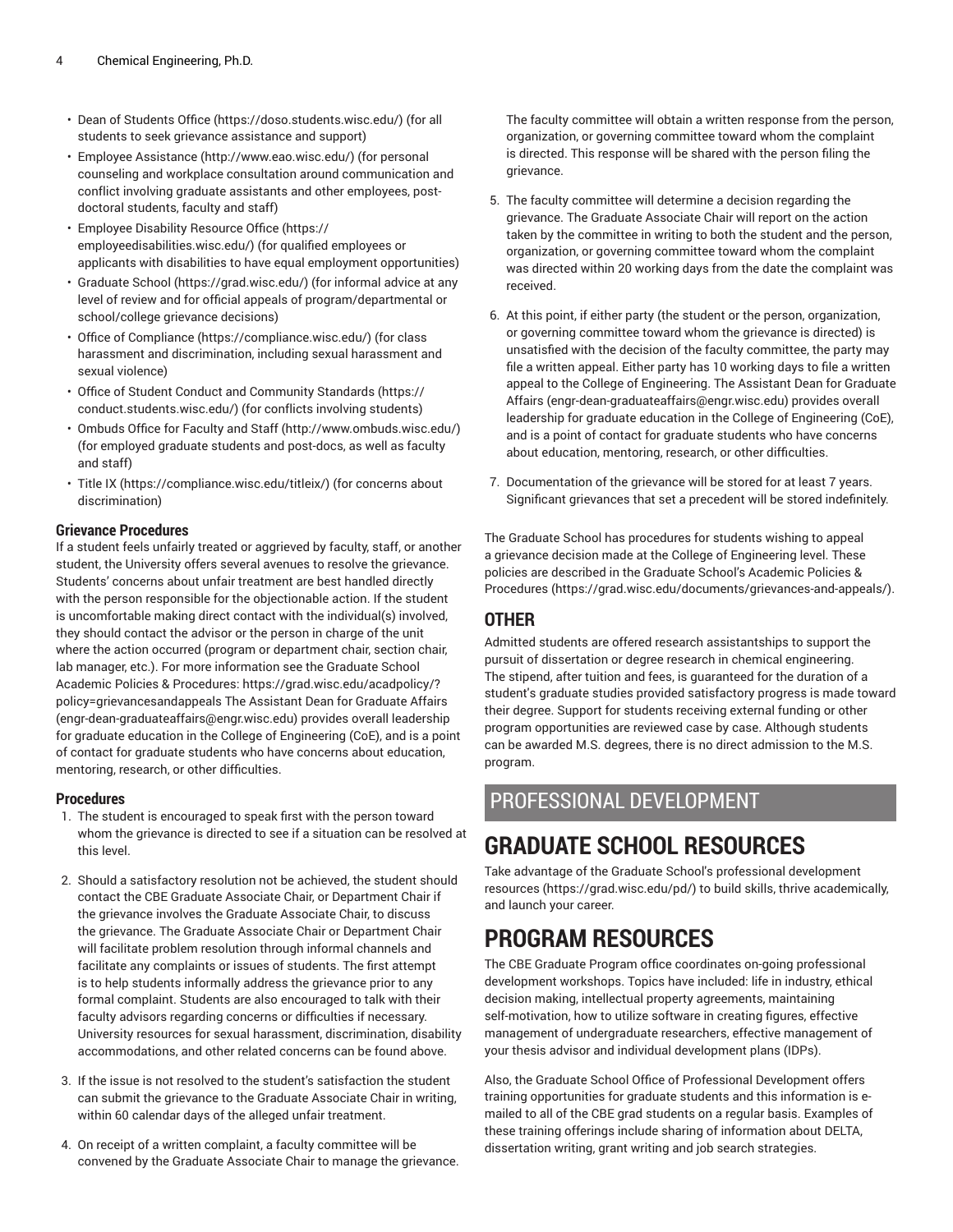- Dean of Students Office (https://doso.students.wisc.edu/) (for all students to seek grievance assistance and support)
- Employee Assistance (http://www.eao.wisc.edu/) (for personal counseling and workplace consultation around communication and conflict involving graduate assistants and other employees, post-doctoral students, faculty and staff)
- Employee Disability Resource Office (https://employeedisabilities.wisc.edu/) (for qualified employees or applicants with disabilities to have equal employment opportunities)
- Graduate School (https://grad.wisc.edu/) (for informal advice at any level of review and for official appeals of program/departmental or school/college grievance decisions)
- Office of Compliance (https://compliance.wisc.edu/) (for class harassment and discrimination, including sexual harassment and sexual violence)
- Office of Student Conduct and Community Standards (https://conduct.students.wisc.edu/) (for conflicts involving students)
- Ombuds Office for Faculty and Staff (http://www.ombuds.wisc.edu/) (for employed graduate students and post-docs, as well as faculty and staff)
- Title IX (https://compliance.wisc.edu/titleix/) (for concerns about discrimination)

### Grievance Procedures

If a student feels unfairly treated or aggrieved by faculty, staff, or another student, the University offers several avenues to resolve the grievance. Students' concerns about unfair treatment are best handled directly with the person responsible for the objectionable action. If the student is uncomfortable making direct contact with the individual(s) involved, they should contact the advisor or the person in charge of the unit where the action occurred (program or department chair, section chair, lab manager, etc.). For more information see the Graduate School Academic Policies & Procedures: https://grad.wisc.edu/acadpolicy/?policy=grievancesandappeals The Assistant Dean for Graduate Affairs (engr-dean-graduateaffairs@engr.wisc.edu) provides overall leadership for graduate education in the College of Engineering (CoE), and is a point of contact for graduate students who have concerns about education, mentoring, research, or other difficulties.

### Procedures

1. The student is encouraged to speak first with the person toward whom the grievance is directed to see if a situation can be resolved at this level.
2. Should a satisfactory resolution not be achieved, the student should contact the CBE Graduate Associate Chair, or Department Chair if the grievance involves the Graduate Associate Chair, to discuss the grievance. The Graduate Associate Chair or Department Chair will facilitate problem resolution through informal channels and facilitate any complaints or issues of students. The first attempt is to help students informally address the grievance prior to any formal complaint. Students are also encouraged to talk with their faculty advisors regarding concerns or difficulties if necessary. University resources for sexual harassment, discrimination, disability accommodations, and other related concerns can be found above.
3. If the issue is not resolved to the student's satisfaction the student can submit the grievance to the Graduate Associate Chair in writing, within 60 calendar days of the alleged unfair treatment.
4. On receipt of a written complaint, a faculty committee will be convened by the Graduate Associate Chair to manage the grievance. The faculty committee will obtain a written response from the person, organization, or governing committee toward whom the complaint is directed. This response will be shared with the person filing the grievance.
5. The faculty committee will determine a decision regarding the grievance. The Graduate Associate Chair will report on the action taken by the committee in writing to both the student and the person, organization, or governing committee toward whom the complaint was directed within 20 working days from the date the complaint was received.
6. At this point, if either party (the student or the person, organization, or governing committee toward whom the grievance is directed) is unsatisfied with the decision of the faculty committee, the party may file a written appeal. Either party has 10 working days to file a written appeal to the College of Engineering. The Assistant Dean for Graduate Affairs (engr-dean-graduateaffairs@engr.wisc.edu) provides overall leadership for graduate education in the College of Engineering (CoE), and is a point of contact for graduate students who have concerns about education, mentoring, research, or other difficulties.
7. Documentation of the grievance will be stored for at least 7 years. Significant grievances that set a precedent will be stored indefinitely.

The Graduate School has procedures for students wishing to appeal a grievance decision made at the College of Engineering level. These policies are described in the Graduate School's Academic Policies & Procedures (https://grad.wisc.edu/documents/grievances-and-appeals/).

## OTHER

Admitted students are offered research assistantships to support the pursuit of dissertation or degree research in chemical engineering. The stipend, after tuition and fees, is guaranteed for the duration of a student's graduate studies provided satisfactory progress is made toward their degree. Support for students receiving external funding or other program opportunities are reviewed case by case. Although students can be awarded M.S. degrees, there is no direct admission to the M.S. program.

# PROFESSIONAL DEVELOPMENT

## GRADUATE SCHOOL RESOURCES

Take advantage of the Graduate School's professional development resources (https://grad.wisc.edu/pd/) to build skills, thrive academically, and launch your career.

## PROGRAM RESOURCES

The CBE Graduate Program office coordinates on-going professional development workshops. Topics have included: life in industry, ethical decision making, intellectual property agreements, maintaining self-motivation, how to utilize software in creating figures, effective management of undergraduate researchers, effective management of your thesis advisor and individual development plans (IDPs).

Also, the Graduate School Office of Professional Development offers training opportunities for graduate students and this information is e-mailed to all of the CBE grad students on a regular basis. Examples of these training offerings include sharing of information about DELTA, dissertation writing, grant writing and job search strategies.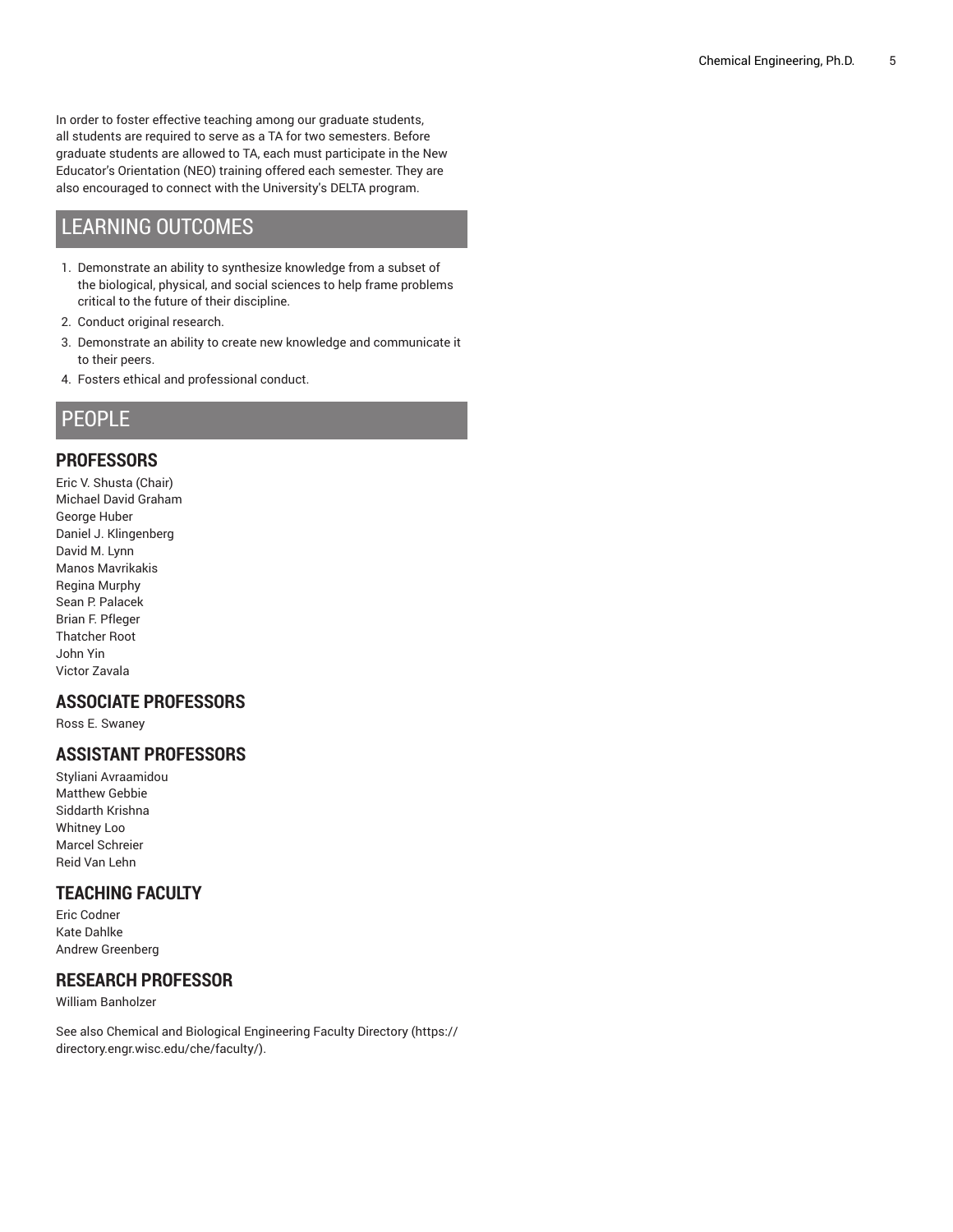In order to foster effective teaching among our graduate students, all students are required to serve as a TA for two semesters. Before graduate students are allowed to TA, each must participate in the New Educator's Orientation (NEO) training offered each semester. They are also encouraged to connect with the University's DELTA program.

# LEARNING OUTCOMES

1. Demonstrate an ability to synthesize knowledge from a subset of the biological, physical, and social sciences to help frame problems critical to the future of their discipline.
2. Conduct original research.
3. Demonstrate an ability to create new knowledge and communicate it to their peers.
4. Fosters ethical and professional conduct.

# PEOPLE

## PROFESSORS

Eric V. Shusta (Chair)
Michael David Graham
George Huber
Daniel J. Klingenberg
David M. Lynn
Manos Mavrikakis
Regina Murphy
Sean P. Palacek
Brian F. Pfleger
Thatcher Root
John Yin
Victor Zavala

## ASSOCIATE PROFESSORS

Ross E. Swaney

## ASSISTANT PROFESSORS

Styliani Avraamidou
Matthew Gebbie
Siddarth Krishna
Whitney Loo
Marcel Schreier
Reid Van Lehn

## TEACHING FACULTY

Eric Codner
Kate Dahlke
Andrew Greenberg

## RESEARCH PROFESSOR

William Banholzer

See also Chemical and Biological Engineering Faculty Directory (https://directory.engr.wisc.edu/che/faculty/).